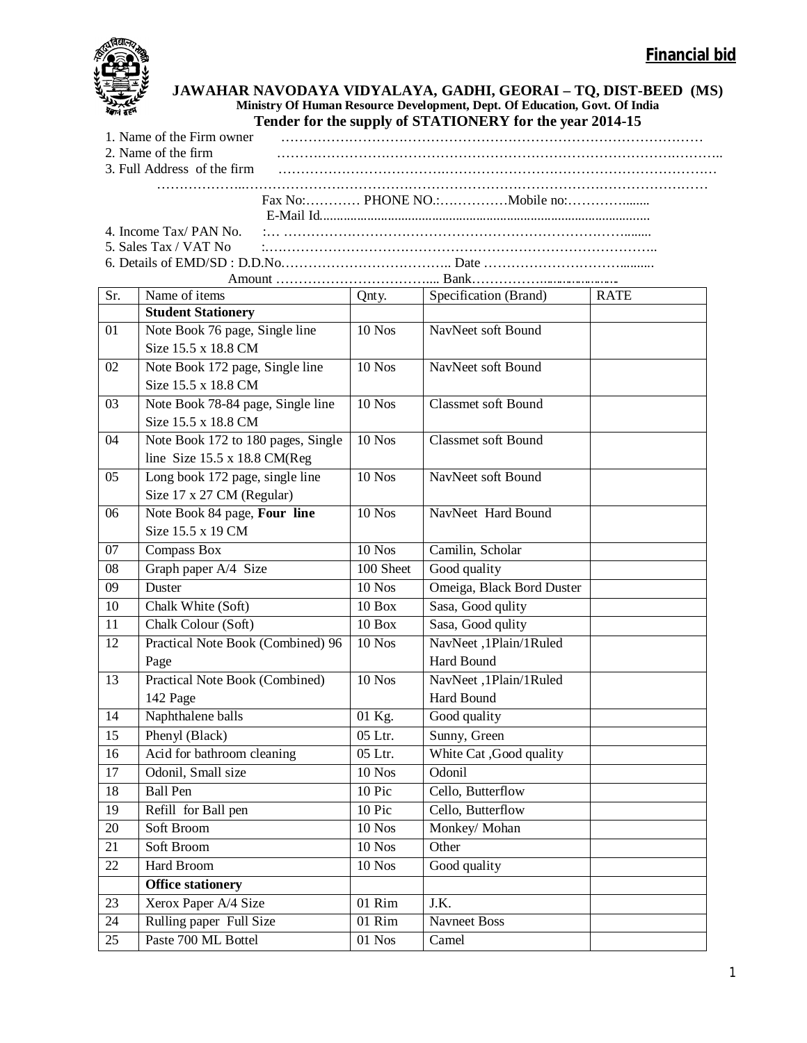**Financial bid**

# JAWAHAR NAVODAYA VIDYALAYA, GADHI, GEORAI – TQ, DIST-BEED (MS)

**Ministry Of Human Resource Development, Dept. Of Education, Govt. Of India**

## Tender for the supply of STATIONERY for the year 2014-15

1. Name of the Firm owner ……………………………………………………………………………
2. Name of the firm ……………………………………………………………………………………..
3. Full Address of the firm ………………………………………………………………………………

……………..……………………………………………………………………………………………

Fax No:………… PHONE NO.:……………Mobile no:………….......

E-Mail Id...................................................................................................

4. Income Tax/ PAN No. :… …………………………………………………………………........
5. Sales Tax / VAT No :………………………………………………………………………..
6. Details of EMD/SD : D.D.No……………………………….. Date …………………………..........

Amount …………………………….... Bank……………..……………….

| Sr. | Name of items | Qnty. | Specification (Brand) | RATE |
|---|---|---|---|---|
| | **Student Stationery** | | | |
| 01 | Note Book 76 page, Single line Size 15.5 x 18.8 CM | 10 Nos | NavNeet soft Bound | |
| 02 | Note Book 172 page, Single line Size 15.5 x 18.8 CM | 10 Nos | NavNeet soft Bound | |
| 03 | Note Book 78-84 page, Single line Size 15.5 x 18.8 CM | 10 Nos | Classmet soft Bound | |
| 04 | Note Book 172 to 180 pages, Single line Size 15.5 x 18.8 CM(Reg | 10 Nos | Classmet soft Bound | |
| 05 | Long book 172 page, single line Size 17 x 27 CM (Regular) | 10 Nos | NavNeet soft Bound | |
| 06 | Note Book 84 page, **Four line** Size 15.5 x 19 CM | 10 Nos | NavNeet Hard Bound | |
| 07 | Compass Box | 10 Nos | Camilin, Scholar | |
| 08 | Graph paper A/4 Size | 100 Sheet | Good quality | |
| 09 | Duster | 10 Nos | Omeiga, Black Bord Duster | |
| 10 | Chalk White (Soft) | 10 Box | Sasa, Good qulity | |
| 11 | Chalk Colour (Soft) | 10 Box | Sasa, Good qulity | |
| 12 | Practical Note Book (Combined) 96 Page | 10 Nos | NavNeet ,1Plain/1Ruled Hard Bound | |
| 13 | Practical Note Book (Combined) 142 Page | 10 Nos | NavNeet ,1Plain/1Ruled Hard Bound | |
| 14 | Naphthalene balls | 01 Kg. | Good quality | |
| 15 | Phenyl (Black) | 05 Ltr. | Sunny, Green | |
| 16 | Acid for bathroom cleaning | 05 Ltr. | White Cat ,Good quality | |
| 17 | Odonil, Small size | 10 Nos | Odonil | |
| 18 | Ball Pen | 10 Pic | Cello, Butterflow | |
| 19 | Refill for Ball pen | 10 Pic | Cello, Butterflow | |
| 20 | Soft Broom | 10 Nos | Monkey/ Mohan | |
| 21 | Soft Broom | 10 Nos | Other | |
| 22 | Hard Broom | 10 Nos | Good quality | |
| | **Office stationery** | | | |
| 23 | Xerox Paper A/4 Size | 01 Rim | J.K. | |
| 24 | Rulling paper Full Size | 01 Rim | Navneet Boss | |
| 25 | Paste 700 ML Bottel | 01 Nos | Camel | |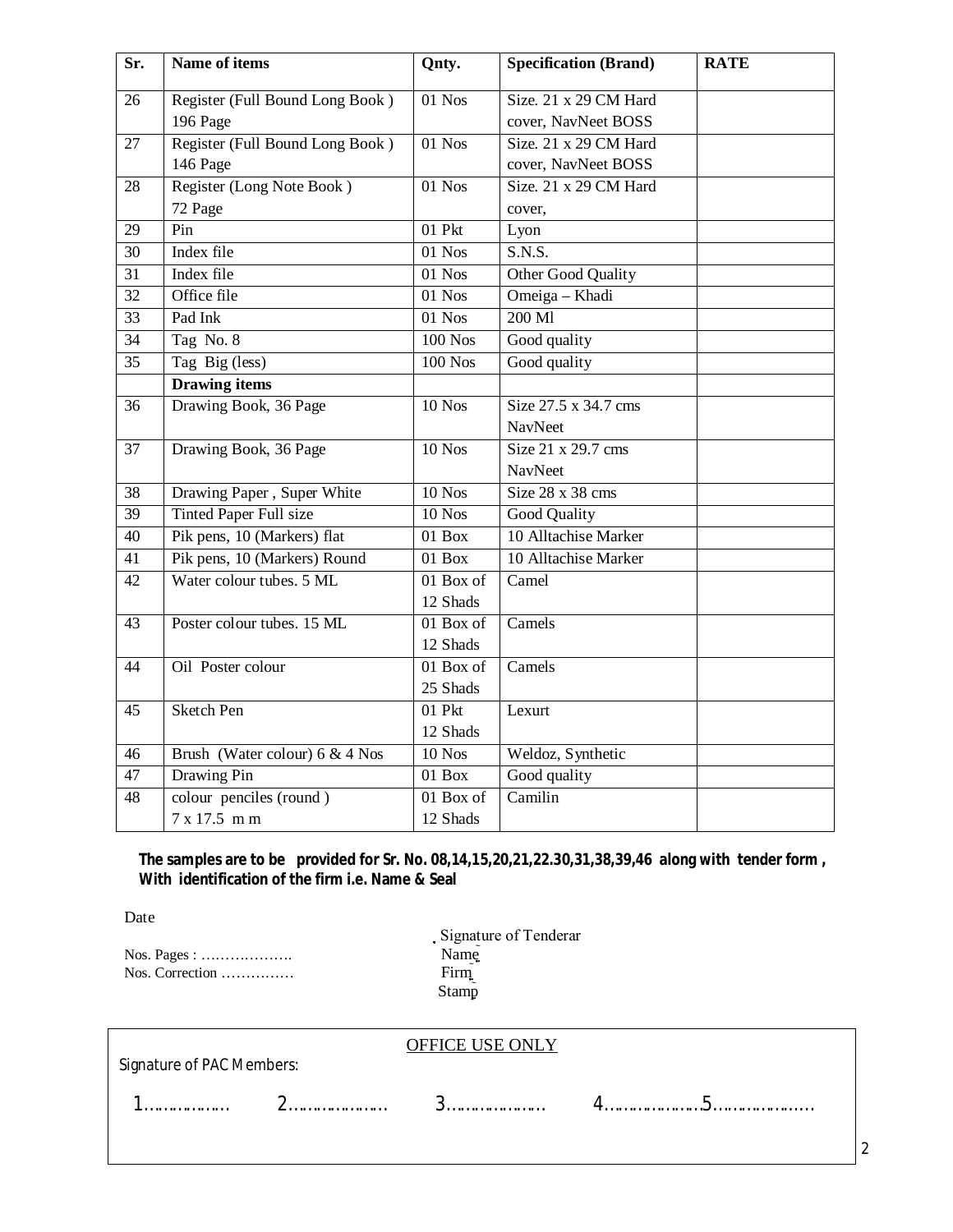| Sr. | Name of items | Qnty. | Specification (Brand) | RATE |
|---|---|---|---|---|
| 26 | Register (Full Bound Long Book ) 196 Page | 01 Nos | Size. 21 x 29 CM Hard cover, NavNeet BOSS | |
| 27 | Register (Full Bound Long Book ) 146 Page | 01 Nos | Size. 21 x 29 CM Hard cover, NavNeet BOSS | |
| 28 | Register (Long Note Book ) 72 Page | 01 Nos | Size. 21 x 29 CM Hard cover, | |
| 29 | Pin | 01 Pkt | Lyon | |
| 30 | Index file | 01 Nos | S.N.S. | |
| 31 | Index file | 01 Nos | Other Good Quality | |
| 32 | Office file | 01 Nos | Omeiga – Khadi | |
| 33 | Pad Ink | 01 Nos | 200 Ml | |
| 34 | Tag No. 8 | 100 Nos | Good quality | |
| 35 | Tag Big (less) | 100 Nos | Good quality | |
| | **Drawing items** | | | |
| 36 | Drawing Book, 36 Page | 10 Nos | Size 27.5 x 34.7 cms NavNeet | |
| 37 | Drawing Book, 36 Page | 10 Nos | Size 21 x 29.7 cms NavNeet | |
| 38 | Drawing Paper , Super White | 10 Nos | Size 28 x 38 cms | |
| 39 | Tinted Paper Full size | 10 Nos | Good Quality | |
| 40 | Pik pens, 10 (Markers) flat | 01 Box | 10 Alltachise Marker | |
| 41 | Pik pens, 10 (Markers) Round | 01 Box | 10 Alltachise Marker | |
| 42 | Water colour tubes. 5 ML | 01 Box of 12 Shads | Camel | |
| 43 | Poster colour tubes. 15 ML | 01 Box of 12 Shads | Camels | |
| 44 | Oil Poster colour | 01 Box of 25 Shads | Camels | |
| 45 | Sketch Pen | 01 Pkt 12 Shads | Lexurt | |
| 46 | Brush (Water colour) 6 & 4 Nos | 10 Nos | Weldoz, Synthetic | |
| 47 | Drawing Pin | 01 Box | Good quality | |
| 48 | colour penciles (round ) 7 x 17.5 m m | 01 Box of 12 Shads | Camilin | |

**The samples are to be provided for Sr. No. 08,14,15,20,21,22.30,31,38,39,46 along with tender form , With identification of the firm i.e. Name & Seal**

Date

Signature of Tenderar
Name
Firm
Stamp

Nos. Pages : ……………….
Nos. Correction ……………

OFFICE USE ONLY

Signature of PAC Members:

1……………. 2………………. 3………………. 4……………….5……………….